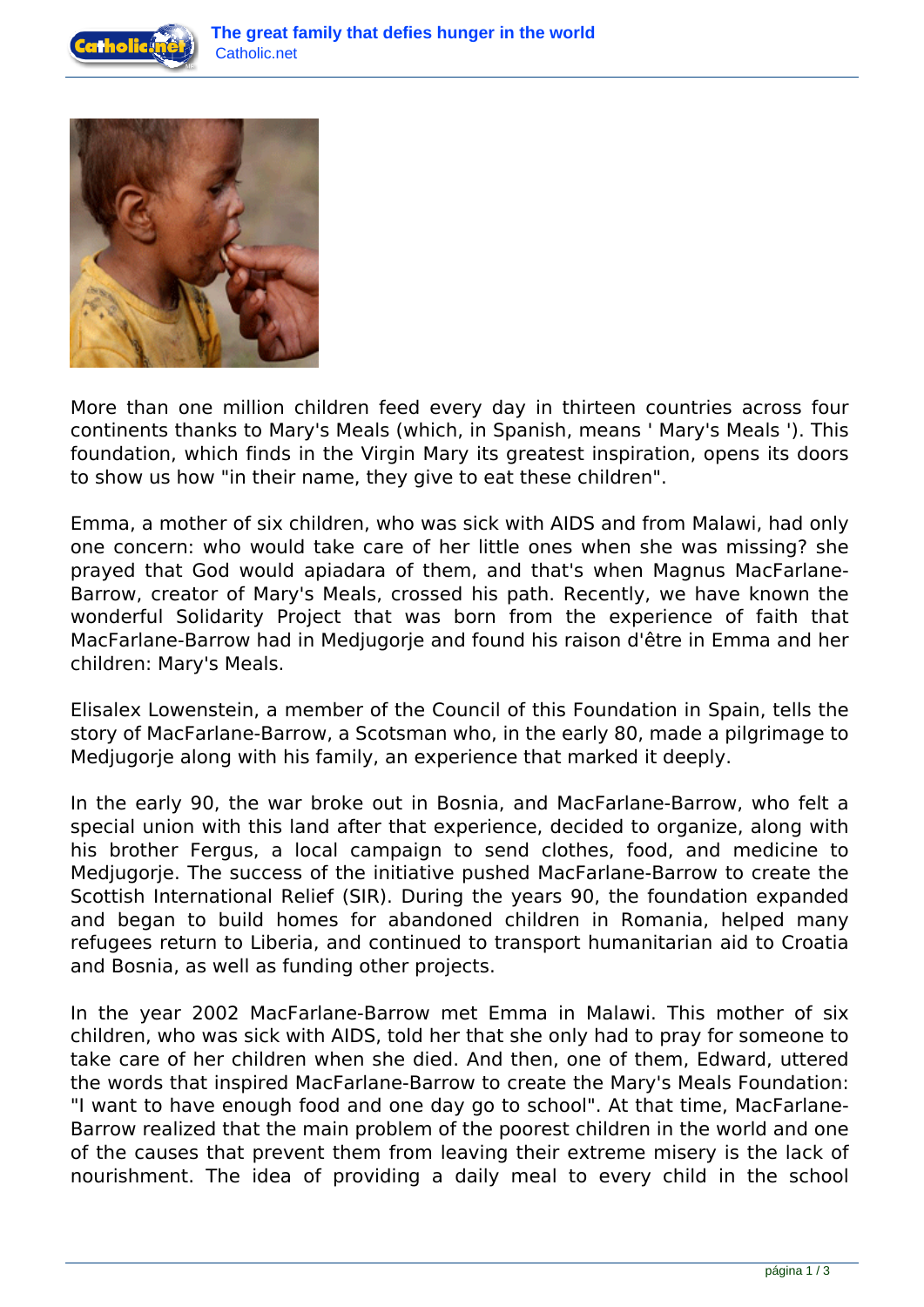More than one million children feed every day in thirteen countries across four continents thanks to Mary's Meals (which, in Spanish, means ' Mary's Meals '). This foundation, which finds in the Virgin Mary its greatest inspiration, opens its doors to show us how "in their name, they give to eat these children".

Emma, a mother of six children, who was sick with AIDS and from Malawi, had only one concern: who would take care of her little ones when she was missing? she prayed that God would apiadara of them, and that's when Magnus MacFarlane-Barrow, creator of Mary's Meals, crossed his path. Recently, we have known the wonderful Solidarity Project that was born from the experience of faith that MacFarlane-Barrow had in Medjugorje and found his raison d'être in Emma and her children: Mary's Meals.

Elisalex Lowenstein, a member of the Council of this Foundation in Spain, tells the story of MacFarlane-Barrow, a Scotsman who, in the early 80, made a pilgrimage to Medjugorje along with his family, an experience that marked it deeply.

In the early 90, the war broke out in Bosnia, and MacFarlane-Barrow, who felt a special union with this land after that experience, decided to organize, along with his brother Fergus, a local campaign to send clothes, food, and medicine to Medjugorje. The success of the initiative pushed MacFarlane-Barrow to create the Scottish International Relief (SIR). During the years 90, the foundation expanded and began to build homes for abandoned children in Romania, helped many refugees return to Liberia, and continued to transport humanitarian aid to Croatia and Bosnia, as well as funding other projects.

In the year 2002 MacFarlane-Barrow met Emma in Malawi. This mother of six children, who was sick with AIDS, told her that she only had to pray for someone to take care of her children when she died. And then, one of them, Edward, uttered the words that inspired MacFarlane-Barrow to create the Mary's Meals Foundation: "I want to have enough food and one day go to school". At that time, MacFarlane-Barrow realized that the main problem of the poorest children in the world and one of the causes that prevent them from leaving their extreme misery is the lack of nourishment. The idea of providing a daily meal to every child in the school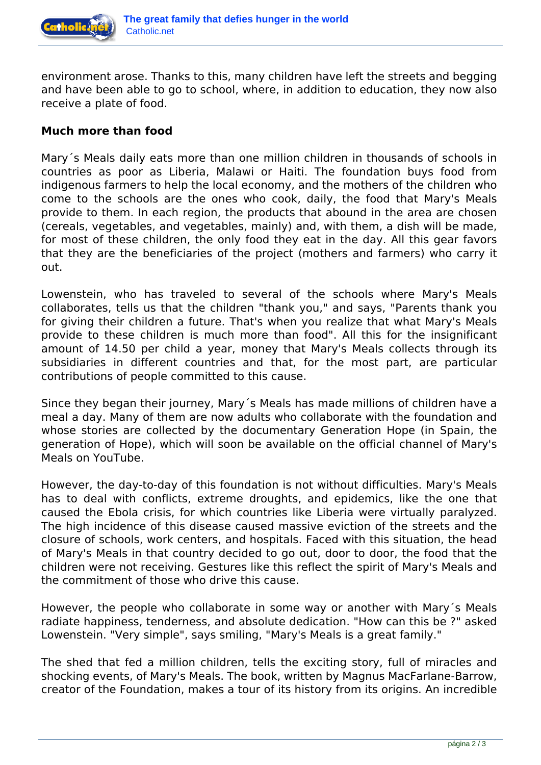environment arose. Thanks to this, many children have left the streets and begging and have been able to go to school, where, in addition to education, they now also receive a plate of food.

**Much more than food**

Mary´s Meals daily eats more than one million children in thousands of schools in countries as poor as Liberia, Malawi or Haiti. The foundation buys food from indigenous farmers to help the local economy, and the mothers of the children who come to the schools are the ones who cook, daily, the food that Mary's Meals provide to them. In each region, the products that abound in the area are chosen (cereals, vegetables, and vegetables, mainly) and, with them, a dish will be made, for most of these children, the only food they eat in the day. All this gear favors that they are the beneficiaries of the project (mothers and farmers) who carry it out.

Lowenstein, who has traveled to several of the schools where Mary's Meals collaborates, tells us that the children "thank you," and says, "Parents thank you for giving their children a future. That's when you realize that what Mary's Meals provide to these children is much more than food". All this for the insignificant amount of 14.50 per child a year, money that Mary's Meals collects through its subsidiaries in different countries and that, for the most part, are particular contributions of people committed to this cause.

Since they began their journey, Mary´s Meals has made millions of children have a meal a day. Many of them are now adults who collaborate with the foundation and whose stories are collected by the documentary Generation Hope (in Spain, the generation of Hope), which will soon be available on the official channel of Mary's Meals on YouTube.

However, the day-to-day of this foundation is not without difficulties. Mary's Meals has to deal with conflicts, extreme droughts, and epidemics, like the one that caused the Ebola crisis, for which countries like Liberia were virtually paralyzed. The high incidence of this disease caused massive eviction of the streets and the closure of schools, work centers, and hospitals. Faced with this situation, the head of Mary's Meals in that country decided to go out, door to door, the food that the children were not receiving. Gestures like this reflect the spirit of Mary's Meals and the commitment of those who drive this cause.

However, the people who collaborate in some way or another with Mary´s Meals radiate happiness, tenderness, and absolute dedication. "How can this be ?" asked Lowenstein. "Very simple", says smiling, "Mary's Meals is a great family."

The shed that fed a million children, tells the exciting story, full of miracles and shocking events, of Mary's Meals. The book, written by Magnus MacFarlane-Barrow, creator of the Foundation, makes a tour of its history from its origins. An incredible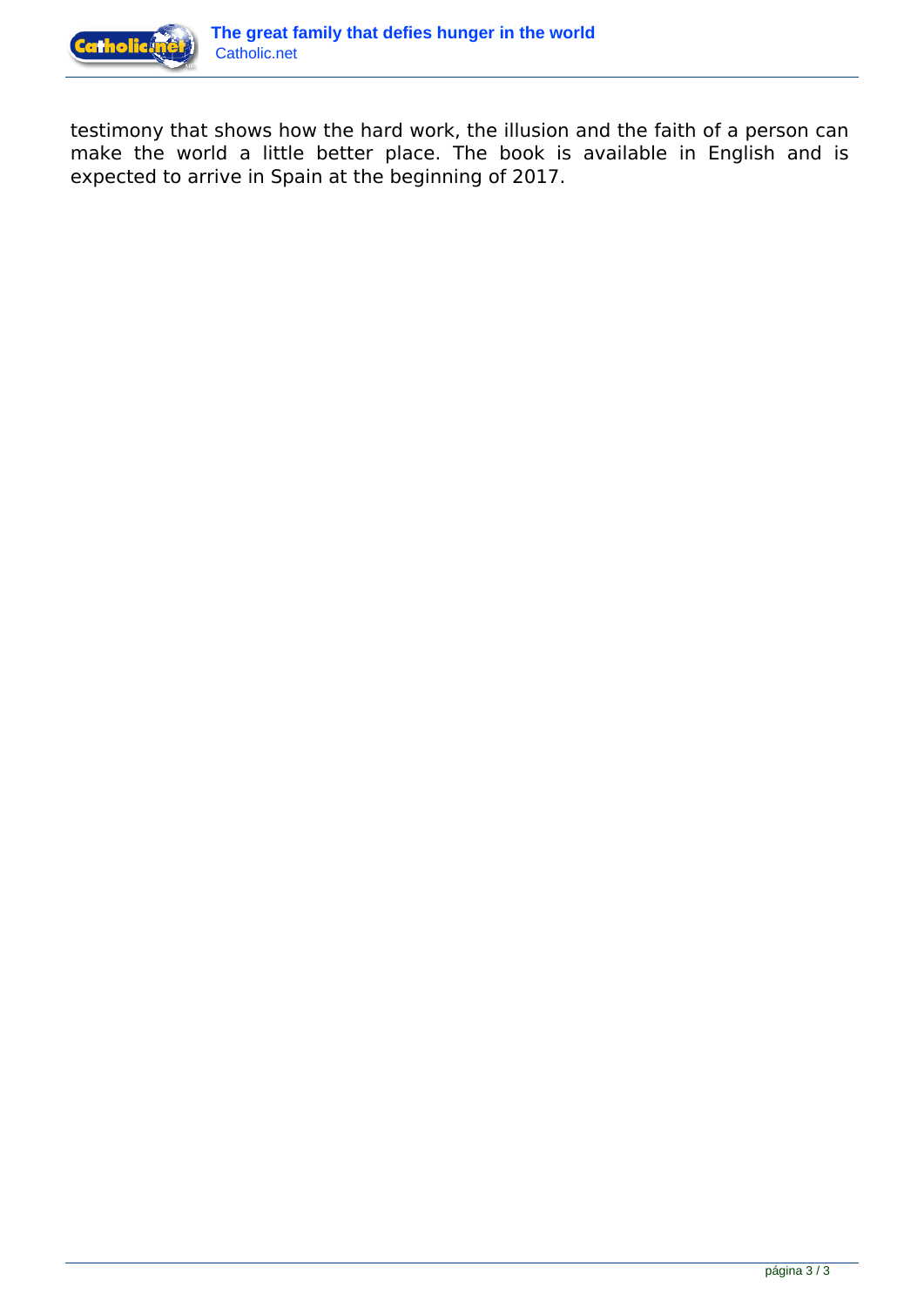testimony that shows how the hard work, the illusion and the faith of a person can make the world a little better place. The book is available in English and is expected to arrive in Spain at the beginning of 2017.